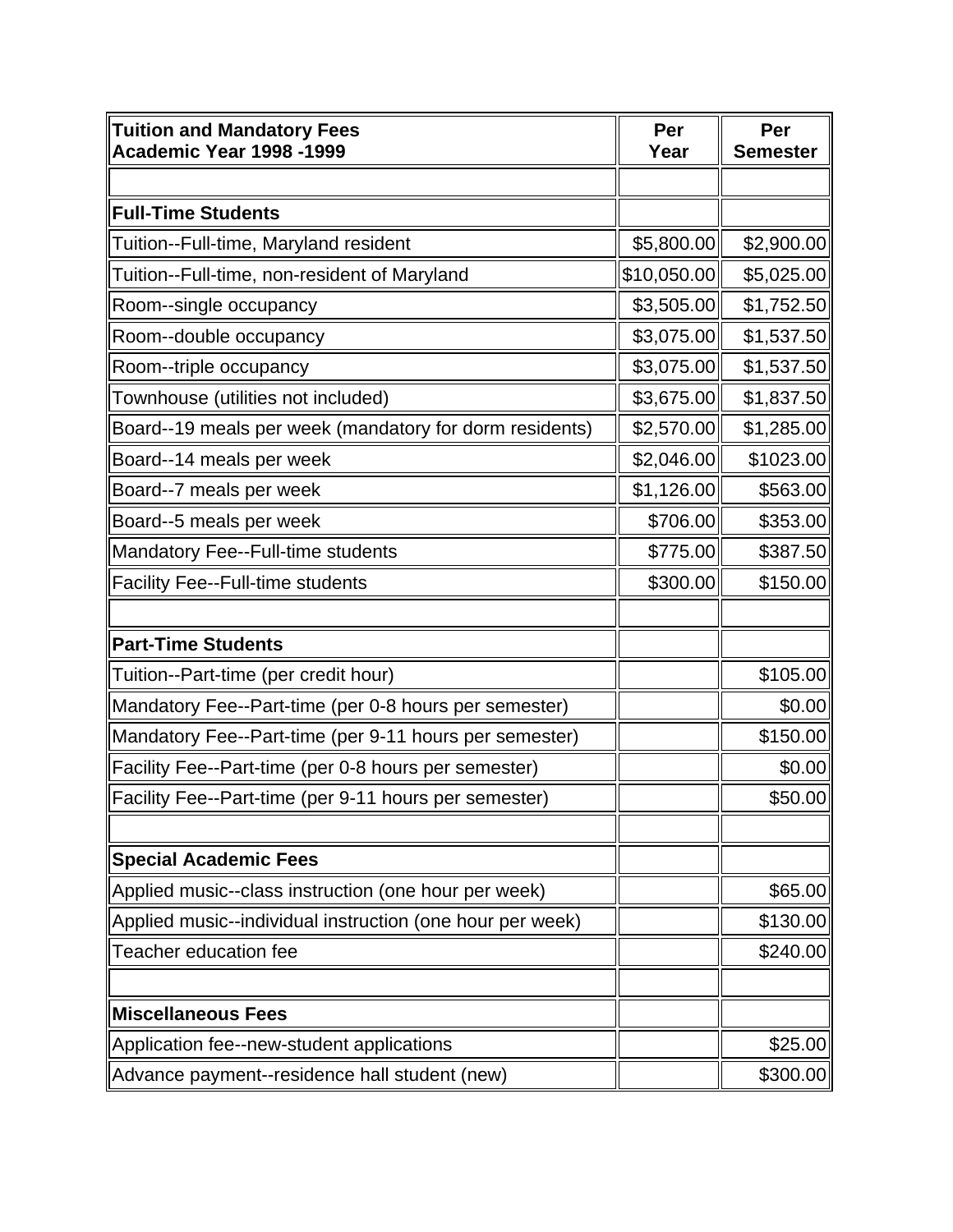| Tuition and Mandatory Fees<br>Academic Year 1998 -1999 | Per Year | Per Semester |
|---|---|---|
| | | |
| **Full-Time Students** | | |
| Tuition--Full-time, Maryland resident | $5,800.00 | $2,900.00 |
| Tuition--Full-time, non-resident of Maryland | $10,050.00 | $5,025.00 |
| Room--single occupancy | $3,505.00 | $1,752.50 |
| Room--double occupancy | $3,075.00 | $1,537.50 |
| Room--triple occupancy | $3,075.00 | $1,537.50 |
| Townhouse (utilities not included) | $3,675.00 | $1,837.50 |
| Board--19 meals per week (mandatory for dorm residents) | $2,570.00 | $1,285.00 |
| Board--14 meals per week | $2,046.00 | $1023.00 |
| Board--7 meals per week | $1,126.00 | $563.00 |
| Board--5 meals per week | $706.00 | $353.00 |
| Mandatory Fee--Full-time students | $775.00 | $387.50 |
| Facility Fee--Full-time students | $300.00 | $150.00 |
| | | |
| **Part-Time Students** | | |
| Tuition--Part-time (per credit hour) | | $105.00 |
| Mandatory Fee--Part-time (per 0-8 hours per semester) | | $0.00 |
| Mandatory Fee--Part-time (per 9-11 hours per semester) | | $150.00 |
| Facility Fee--Part-time (per 0-8 hours per semester) | | $0.00 |
| Facility Fee--Part-time (per 9-11 hours per semester) | | $50.00 |
| | | |
| **Special Academic Fees** | | |
| Applied music--class instruction (one hour per week) | | $65.00 |
| Applied music--individual instruction (one hour per week) | | $130.00 |
| Teacher education fee | | $240.00 |
| | | |
| **Miscellaneous Fees** | | |
| Application fee--new-student applications | | $25.00 |
| Advance payment--residence hall student (new) | | $300.00 |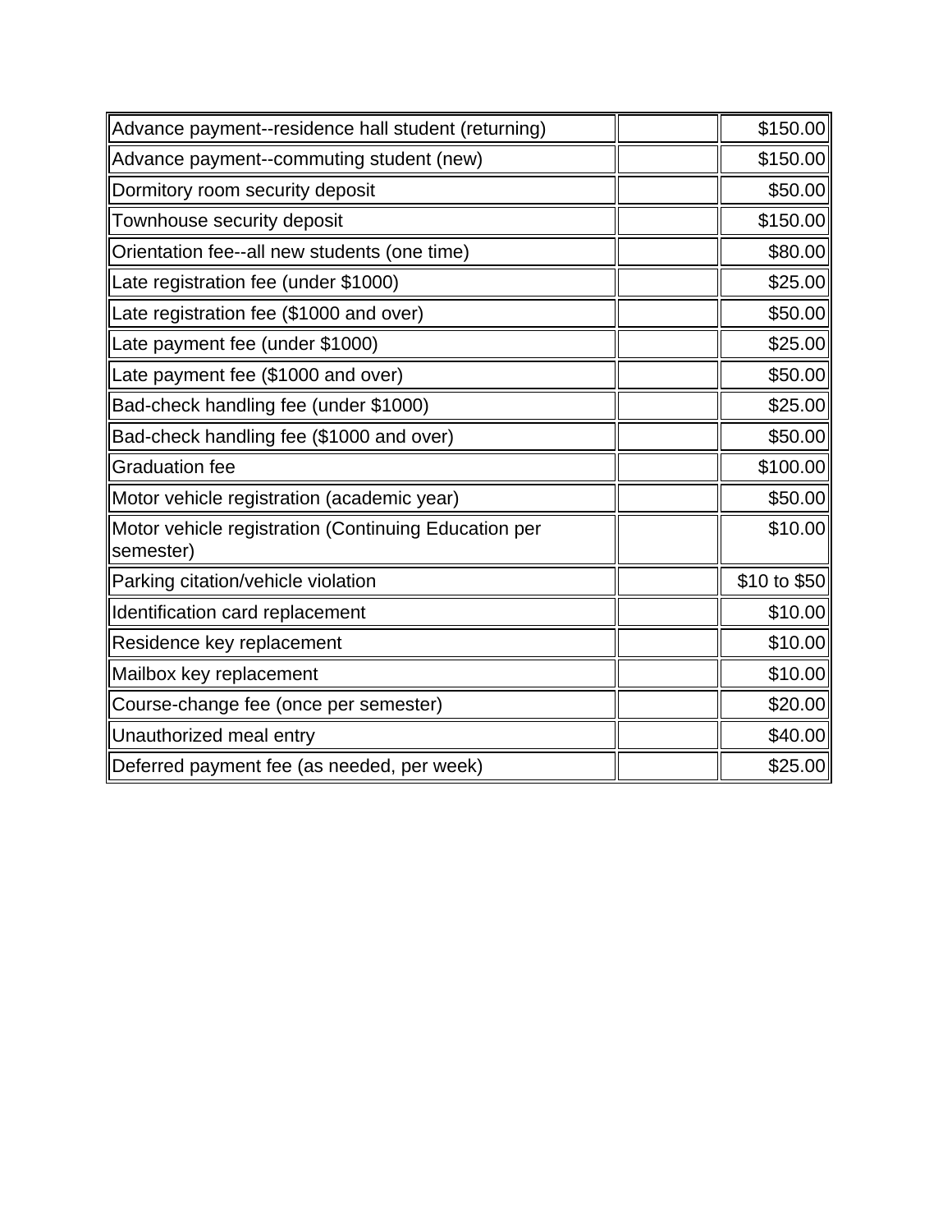| | | |
|---|---|---|
| Advance payment--residence hall student (returning) | | $150.00 |
| Advance payment--commuting student (new) | | $150.00 |
| Dormitory room security deposit | | $50.00 |
| Townhouse security deposit | | $150.00 |
| Orientation fee--all new students (one time) | | $80.00 |
| Late registration fee (under $1000) | | $25.00 |
| Late registration fee ($1000 and over) | | $50.00 |
| Late payment fee (under $1000) | | $25.00 |
| Late payment fee ($1000 and over) | | $50.00 |
| Bad-check handling fee (under $1000) | | $25.00 |
| Bad-check handling fee ($1000 and over) | | $50.00 |
| Graduation fee | | $100.00 |
| Motor vehicle registration (academic year) | | $50.00 |
| Motor vehicle registration (Continuing Education per semester) | | $10.00 |
| Parking citation/vehicle violation | | $10 to $50 |
| Identification card replacement | | $10.00 |
| Residence key replacement | | $10.00 |
| Mailbox key replacement | | $10.00 |
| Course-change fee (once per semester) | | $20.00 |
| Unauthorized meal entry | | $40.00 |
| Deferred payment fee (as needed, per week) | | $25.00 |